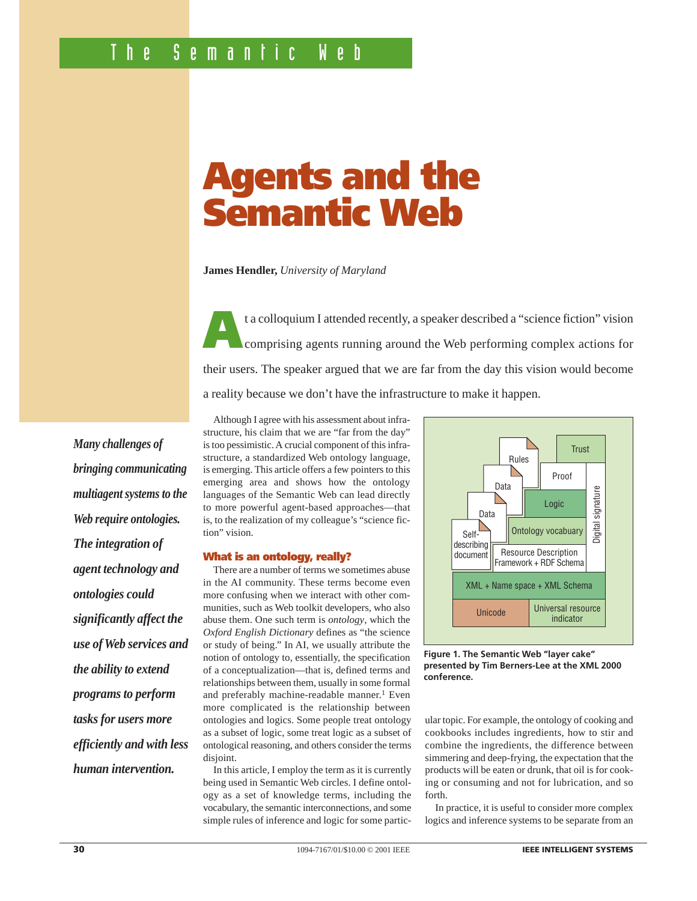# Agents and the Semantic Web

**James Hendler,** *University of Maryland*

At a colloquium I attended recently, a speaker described a "science fiction" vision comprising agents running around the Web performing complex actions for their users. The speaker argued that we are far from the day this vision would become a reality because we don't have the infrastructure to make it happen.

*Many challenges of bringing communicating multiagent systems to the Web require ontologies. The integration of agent technology and ontologies could significantly affect the use of Web services and the ability to extend programs to perform tasks for users more efficiently and with less human intervention.*

Although I agree with his assessment about infrastructure, his claim that we are "far from the day" is too pessimistic. A crucial component of this infrastructure, a standardized Web ontology language, is emerging. This article offers a few pointers to this emerging area and shows how the ontology languages of the Semantic Web can lead directly to more powerful agent-based approaches—that is, to the realization of my colleague's "science fiction" vision.

## What is an ontology, really?

There are a number of terms we sometimes abuse in the AI community. These terms become even more confusing when we interact with other communities, such as Web toolkit developers, who also abuse them. One such term is *ontology*, which the *Oxford English Dictionary* defines as "the science or study of being." In AI, we usually attribute the notion of ontology to, essentially, the specification of a conceptualization—that is, defined terms and relationships between them, usually in some formal and preferably machine-readable manner.[1] Even more complicated is the relationship between ontologies and logics. Some people treat ontology as a subset of logic, some treat logic as a subset of ontological reasoning, and others consider the terms disjoint.

In this article, I employ the term as it is currently being used in Semantic Web circles. I define ontology as a set of knowledge terms, including the vocabulary, the semantic interconnections, and some simple rules of inference and logic for some particular topic. For example, the ontology of cooking and cookbooks includes ingredients, how to stir and combine the ingredients, the difference between simmering and deep-frying, the expectation that the products will be eaten or drunk, that oil is for cooking or consuming and not for lubrication, and so forth.

In practice, it is useful to consider more complex logics and inference systems to be separate from an

| | | | | | Trust | |
|---|---|---|---|---|---|---|
| | | Rules | | Proof | | Digital signature |
| | Data | | Logic | | | |
| Data | | | | | | |
| Self-describing document | | Ontology vocabulary | | | | |
| | | Resource Description Framework + RDF Schema | | | | |
| XML + Name space + XML Schema | | | | | | |
| Unicode | | | Universal resource indicator | | | |

**Figure 1. The Semantic Web "layer cake" presented by Tim Berners-Lee at the XML 2000 conference.**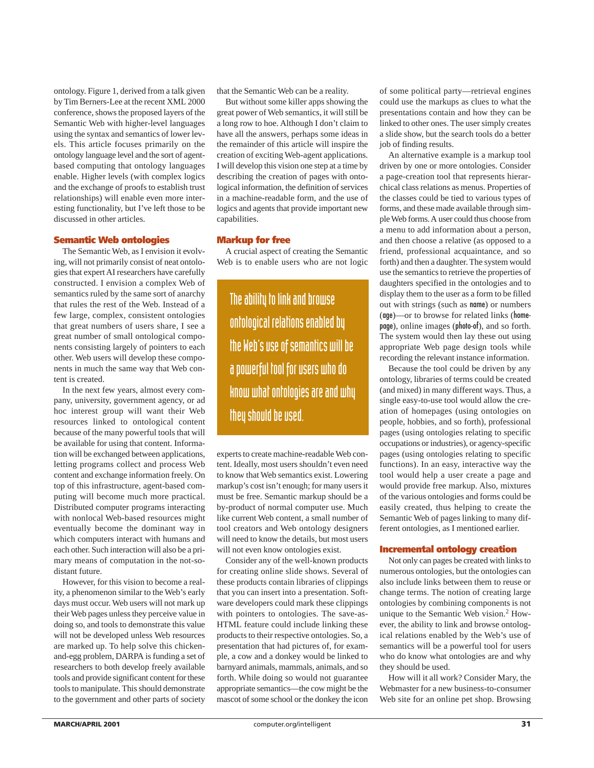ontology. Figure 1, derived from a talk given by Tim Berners-Lee at the recent XML 2000 conference, shows the proposed layers of the Semantic Web with higher-level languages using the syntax and semantics of lower levels. This article focuses primarily on the ontology language level and the sort of agent-based computing that ontology languages enable. Higher levels (with complex logics and the exchange of proofs to establish trust relationships) will enable even more interesting functionality, but I've left those to be discussed in other articles.

## Semantic Web ontologies

The Semantic Web, as I envision it evolving, will not primarily consist of neat ontologies that expert AI researchers have carefully constructed. I envision a complex Web of semantics ruled by the same sort of anarchy that rules the rest of the Web. Instead of a few large, complex, consistent ontologies that great numbers of users share, I see a great number of small ontological components consisting largely of pointers to each other. Web users will develop these components in much the same way that Web content is created.

In the next few years, almost every company, university, government agency, or ad hoc interest group will want their Web resources linked to ontological content because of the many powerful tools that will be available for using that content. Information will be exchanged between applications, letting programs collect and process Web content and exchange information freely. On top of this infrastructure, agent-based computing will become much more practical. Distributed computer programs interacting with nonlocal Web-based resources might eventually become the dominant way in which computers interact with humans and each other. Such interaction will also be a primary means of computation in the not-so-distant future.

However, for this vision to become a reality, a phenomenon similar to the Web's early days must occur. Web users will not mark up their Web pages unless they perceive value in doing so, and tools to demonstrate this value will not be developed unless Web resources are marked up. To help solve this chicken-and-egg problem, DARPA is funding a set of researchers to both develop freely available tools and provide significant content for these tools to manipulate. This should demonstrate to the government and other parts of society that the Semantic Web can be a reality.

But without some killer apps showing the great power of Web semantics, it will still be a long row to hoe. Although I don't claim to have all the answers, perhaps some ideas in the remainder of this article will inspire the creation of exciting Web-agent applications. I will develop this vision one step at a time by describing the creation of pages with ontological information, the definition of services in a machine-readable form, and the use of logics and agents that provide important new capabilities.

## Markup for free

A crucial aspect of creating the Semantic Web is to enable users who are not logic experts to create machine-readable Web content. Ideally, most users shouldn't even need to know that Web semantics exist. Lowering markup's cost isn't enough; for many users it must be free. Semantic markup should be a by-product of normal computer use. Much like current Web content, a small number of tool creators and Web ontology designers will need to know the details, but most users will not even know ontologies exist.

> The ability to link and browse ontological relations enabled by the Web's use of semantics will be a powerful tool for users who do know what ontologies are and why they should be used.

Consider any of the well-known products for creating online slide shows. Several of these products contain libraries of clippings that you can insert into a presentation. Software developers could mark these clippings with pointers to ontologies. The save-as-HTML feature could include linking these products to their respective ontologies. So, a presentation that had pictures of, for example, a cow and a donkey would be linked to barnyard animals, mammals, animals, and so forth. While doing so would not guarantee appropriate semantics—the cow might be the mascot of some school or the donkey the icon of some political party—retrieval engines could use the markups as clues to what the presentations contain and how they can be linked to other ones. The user simply creates a slide show, but the search tools do a better job of finding results.

An alternative example is a markup tool driven by one or more ontologies. Consider a page-creation tool that represents hierarchical class relations as menus. Properties of the classes could be tied to various types of forms, and these made available through simple Web forms. A user could thus choose from a menu to add information about a person, and then choose a relative (as opposed to a friend, professional acquaintance, and so forth) and then a daughter. The system would use the semantics to retrieve the properties of daughters specified in the ontologies and to display them to the user as a form to be filled out with strings (such as `name`) or numbers (`age`)—or to browse for related links (`homepage`), online images (`photo-of`), and so forth. The system would then lay these out using appropriate Web page design tools while recording the relevant instance information.

Because the tool could be driven by any ontology, libraries of terms could be created (and mixed) in many different ways. Thus, a single easy-to-use tool would allow the creation of homepages (using ontologies on people, hobbies, and so forth), professional pages (using ontologies relating to specific occupations or industries), or agency-specific pages (using ontologies relating to specific functions). In an easy, interactive way the tool would help a user create a page and would provide free markup. Also, mixtures of the various ontologies and forms could be easily created, thus helping to create the Semantic Web of pages linking to many different ontologies, as I mentioned earlier.

## Incremental ontology creation

Not only can pages be created with links to numerous ontologies, but the ontologies can also include links between them to reuse or change terms. The notion of creating large ontologies by combining components is not unique to the Semantic Web vision.[2] However, the ability to link and browse ontological relations enabled by the Web's use of semantics will be a powerful tool for users who do know what ontologies are and why they should be used.

How will it all work? Consider Mary, the Webmaster for a new business-to-consumer Web site for an online pet shop. Browsing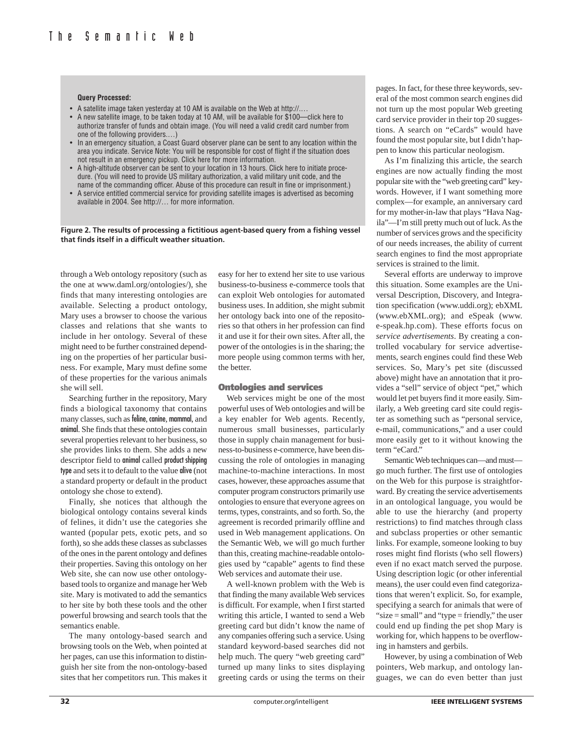**Query Processed:**

- A satellite image taken yesterday at 10 AM is available on the Web at http://….
- A new satellite image, to be taken today at 10 AM, will be available for $100—click here to authorize transfer of funds and obtain image. (You will need a valid credit card number from one of the following providers.…)
- In an emergency situation, a Coast Guard observer plane can be sent to any location within the area you indicate. Service Note: You will be responsible for cost of flight if the situation does not result in an emergency pickup. Click here for more information.
- A high-altitude observer can be sent to your location in 13 hours. Click here to initiate procedure. (You will need to provide US military authorization, a valid military unit code, and the name of the commanding officer. Abuse of this procedure can result in fine or imprisonment.)
- A service entitled commercial service for providing satellite images is advertised as becoming available in 2004. See http://… for more information.

**Figure 2. The results of processing a fictitious agent-based query from a fishing vessel that finds itself in a difficult weather situation.**

through a Web ontology repository (such as the one at www.daml.org/ontologies/), she finds that many interesting ontologies are available. Selecting a product ontology, Mary uses a browser to choose the various classes and relations that she wants to include in her ontology. Several of these might need to be further constrained depending on the properties of her particular business. For example, Mary must define some of these properties for the various animals she will sell.

Searching further in the repository, Mary finds a biological taxonomy that contains many classes, such as feline, canine, mammal, and animal. She finds that these ontologies contain several properties relevant to her business, so she provides links to them. She adds a new descriptor field to animal called product shipping type and sets it to default to the value alive (not a standard property or default in the product ontology she chose to extend).

Finally, she notices that although the biological ontology contains several kinds of felines, it didn't use the categories she wanted (popular pets, exotic pets, and so forth), so she adds these classes as subclasses of the ones in the parent ontology and defines their properties. Saving this ontology on her Web site, she can now use other ontology-based tools to organize and manage her Web site. Mary is motivated to add the semantics to her site by both these tools and the other powerful browsing and search tools that the semantics enable.

The many ontology-based search and browsing tools on the Web, when pointed at her pages, can use this information to distinguish her site from the non-ontology-based sites that her competitors run. This makes it easy for her to extend her site to use various business-to-business e-commerce tools that can exploit Web ontologies for automated business uses. In addition, she might submit her ontology back into one of the repositories so that others in her profession can find it and use it for their own sites. After all, the power of the ontologies is in the sharing; the more people using common terms with her, the better.

## Ontologies and services

Web services might be one of the most powerful uses of Web ontologies and will be a key enabler for Web agents. Recently, numerous small businesses, particularly those in supply chain management for business-to-business e-commerce, have been discussing the role of ontologies in managing machine-to-machine interactions. In most cases, however, these approaches assume that computer program constructors primarily use ontologies to ensure that everyone agrees on terms, types, constraints, and so forth. So, the agreement is recorded primarily offline and used in Web management applications. On the Semantic Web, we will go much further than this, creating machine-readable ontologies used by "capable" agents to find these Web services and automate their use.

A well-known problem with the Web is that finding the many available Web services is difficult. For example, when I first started writing this article, I wanted to send a Web greeting card but didn't know the name of any companies offering such a service. Using standard keyword-based searches did not help much. The query "web greeting card" turned up many links to sites displaying greeting cards or using the terms on their pages. In fact, for these three keywords, several of the most common search engines did not turn up the most popular Web greeting card service provider in their top 20 suggestions. A search on "eCards" would have found the most popular site, but I didn't happen to know this particular neologism.

As I'm finalizing this article, the search engines are now actually finding the most popular site with the "web greeting card" keywords. However, if I want something more complex—for example, an anniversary card for my mother-in-law that plays "Hava Nagila"—I'm still pretty much out of luck. As the number of services grows and the specificity of our needs increases, the ability of current search engines to find the most appropriate services is strained to the limit.

Several efforts are underway to improve this situation. Some examples are the Universal Description, Discovery, and Integration specification (www.uddi.org); ebXML (www.ebXML.org); and eSpeak (www.e-speak.hp.com). These efforts focus on *service advertisements*. By creating a controlled vocabulary for service advertisements, search engines could find these Web services. So, Mary's pet site (discussed above) might have an annotation that it provides a "sell" service of object "pet," which would let pet buyers find it more easily. Similarly, a Web greeting card site could register as something such as "personal service, e-mail, communications," and a user could more easily get to it without knowing the term "eCard."

Semantic Web techniques can—and must—go much further. The first use of ontologies on the Web for this purpose is straightforward. By creating the service advertisements in an ontological language, you would be able to use the hierarchy (and property restrictions) to find matches through class and subclass properties or other semantic links. For example, someone looking to buy roses might find florists (who sell flowers) even if no exact match served the purpose. Using description logic (or other inferential means), the user could even find categorizations that weren't explicit. So, for example, specifying a search for animals that were of "size = small" and "type = friendly," the user could end up finding the pet shop Mary is working for, which happens to be overflowing in hamsters and gerbils.

However, by using a combination of Web pointers, Web markup, and ontology languages, we can do even better than just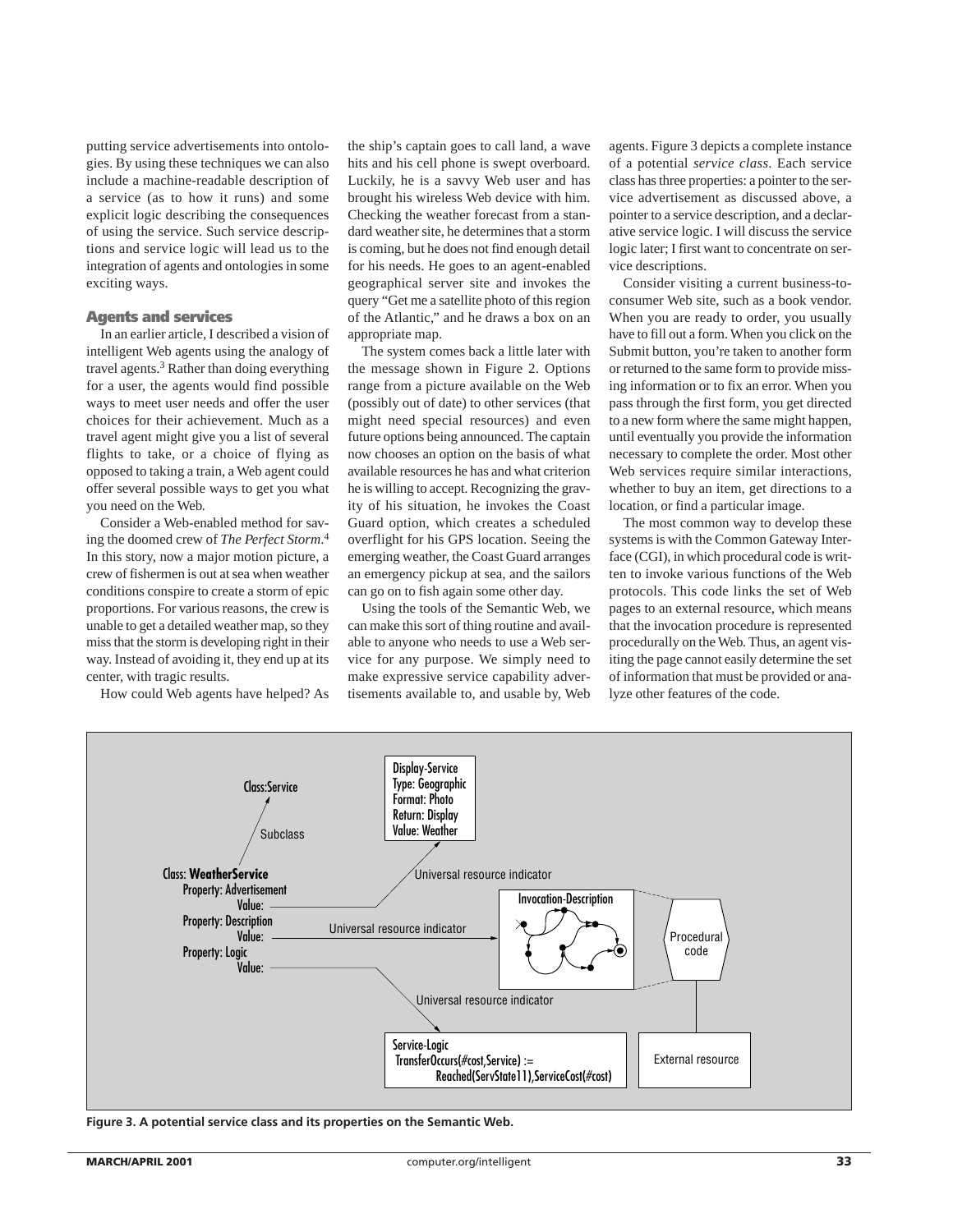putting service advertisements into ontologies. By using these techniques we can also include a machine-readable description of a service (as to how it runs) and some explicit logic describing the consequences of using the service. Such service descriptions and service logic will lead us to the integration of agents and ontologies in some exciting ways.

## Agents and services

In an earlier article, I described a vision of intelligent Web agents using the analogy of travel agents.[3] Rather than doing everything for a user, the agents would find possible ways to meet user needs and offer the user choices for their achievement. Much as a travel agent might give you a list of several flights to take, or a choice of flying as opposed to taking a train, a Web agent could offer several possible ways to get you what you need on the Web.

Consider a Web-enabled method for saving the doomed crew of *The Perfect Storm*.[4] In this story, now a major motion picture, a crew of fishermen is out at sea when weather conditions conspire to create a storm of epic proportions. For various reasons, the crew is unable to get a detailed weather map, so they miss that the storm is developing right in their way. Instead of avoiding it, they end up at its center, with tragic results.

How could Web agents have helped? As the ship's captain goes to call land, a wave hits and his cell phone is swept overboard. Luckily, he is a savvy Web user and has brought his wireless Web device with him. Checking the weather forecast from a standard weather site, he determines that a storm is coming, but he does not find enough detail for his needs. He goes to an agent-enabled geographical server site and invokes the query "Get me a satellite photo of this region of the Atlantic," and he draws a box on an appropriate map.

The system comes back a little later with the message shown in Figure 2. Options range from a picture available on the Web (possibly out of date) to other services (that might need special resources) and even future options being announced. The captain now chooses an option on the basis of what available resources he has and what criterion he is willing to accept. Recognizing the gravity of his situation, he invokes the Coast Guard option, which creates a scheduled overflight for his GPS location. Seeing the emerging weather, the Coast Guard arranges an emergency pickup at sea, and the sailors can go on to fish again some other day.

Using the tools of the Semantic Web, we can make this sort of thing routine and available to anyone who needs to use a Web service for any purpose. We simply need to make expressive service capability advertisements available to, and usable by, Web agents. Figure 3 depicts a complete instance of a potential *service class*. Each service class has three properties: a pointer to the service advertisement as discussed above, a pointer to a service description, and a declarative service logic. I will discuss the service logic later; I first want to concentrate on service descriptions.

Consider visiting a current business-to-consumer Web site, such as a book vendor. When you are ready to order, you usually have to fill out a form. When you click on the Submit button, you're taken to another form or returned to the same form to provide missing information or to fix an error. When you pass through the first form, you get directed to a new form where the same might happen, until eventually you provide the information necessary to complete the order. Most other Web services require similar interactions, whether to buy an item, get directions to a location, or find a particular image.

The most common way to develop these systems is with the Common Gateway Interface (CGI), in which procedural code is written to invoke various functions of the Web protocols. This code links the set of Web pages to an external resource, which means that the invocation procedure is represented procedurally on the Web. Thus, an agent visiting the page cannot easily determine the set of information that must be provided or analyze other features of the code.

Class:Service

Subclass

Class: **WeatherService**
Property: Advertisement
Value:
Property: Description
Value:
Property: Logic
Value:

Display-Service
Type: Geographic
Format: Photo
Return: Display
Value: Weather

Universal resource indicator

Invocation-Description

Universal resource indicator

Procedural code

Universal resource indicator

Service-Logic
TransferOccurs(#cost,Service) :=
Reached(ServState11),ServiceCost(#cost)

External resource

**Figure 3. A potential service class and its properties on the Semantic Web.**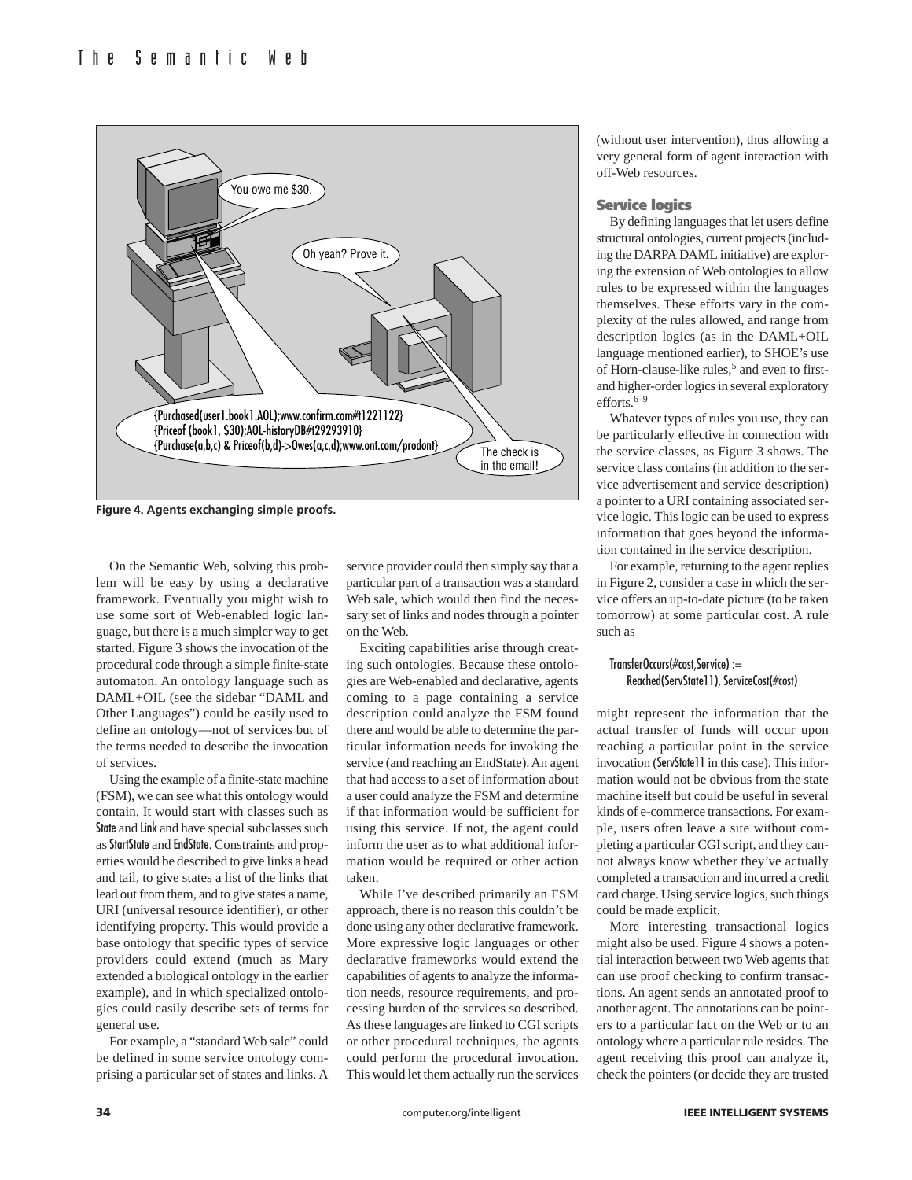Figure 4. Agents exchanging simple proofs.

On the Semantic Web, solving this problem will be easy by using a declarative framework. Eventually you might wish to use some sort of Web-enabled logic language, but there is a much simpler way to get started. Figure 3 shows the invocation of the procedural code through a simple finite-state automaton. An ontology language such as DAML+OIL (see the sidebar "DAML and Other Languages") could be easily used to define an ontology—not of services but of the terms needed to describe the invocation of services.

Using the example of a finite-state machine (FSM), we can see what this ontology would contain. It would start with classes such as State and Link and have special subclasses such as StartState and EndState. Constraints and properties would be described to give links a head and tail, to give states a list of the links that lead out from them, and to give states a name, URI (universal resource identifier), or other identifying property. This would provide a base ontology that specific types of service providers could extend (much as Mary extended a biological ontology in the earlier example), and in which specialized ontologies could easily describe sets of terms for general use.

For example, a "standard Web sale" could be defined in some service ontology comprising a particular set of states and links. A service provider could then simply say that a particular part of a transaction was a standard Web sale, which would then find the necessary set of links and nodes through a pointer on the Web.

Exciting capabilities arise through creating such ontologies. Because these ontologies are Web-enabled and declarative, agents coming to a page containing a service description could analyze the FSM found there and would be able to determine the particular information needs for invoking the service (and reaching an EndState). An agent that had access to a set of information about a user could analyze the FSM and determine if that information would be sufficient for using this service. If not, the agent could inform the user as to what additional information would be required or other action taken.

While I've described primarily an FSM approach, there is no reason this couldn't be done using any other declarative framework. More expressive logic languages or other declarative frameworks would extend the capabilities of agents to analyze the information needs, resource requirements, and processing burden of the services so described. As these languages are linked to CGI scripts or other procedural techniques, the agents could perform the procedural invocation. This would let them actually run the services (without user intervention), thus allowing a very general form of agent interaction with off-Web resources.

### Service logics

By defining languages that let users define structural ontologies, current projects (including the DARPA DAML initiative) are exploring the extension of Web ontologies to allow rules to be expressed within the languages themselves. These efforts vary in the complexity of the rules allowed, and range from description logics (as in the DAML+OIL language mentioned earlier), to SHOE's use of Horn-clause-like rules,[5] and even to first- and higher-order logics in several exploratory efforts.[6–9]

Whatever types of rules you use, they can be particularly effective in connection with the service classes, as Figure 3 shows. The service class contains (in addition to the service advertisement and service description) a pointer to a URI containing associated service logic. This logic can be used to express information that goes beyond the information contained in the service description.

For example, returning to the agent replies in Figure 2, consider a case in which the service offers an up-to-date picture (to be taken tomorrow) at some particular cost. A rule such as

```
TransferOccurs(#cost,Service) :=
    Reached(ServState11), ServiceCost(#cost)
```

might represent the information that the actual transfer of funds will occur upon reaching a particular point in the service invocation (ServState11 in this case). This information would not be obvious from the state machine itself but could be useful in several kinds of e-commerce transactions. For example, users often leave a site without completing a particular CGI script, and they cannot always know whether they've actually completed a transaction and incurred a credit card charge. Using service logics, such things could be made explicit.

More interesting transactional logics might also be used. Figure 4 shows a potential interaction between two Web agents that can use proof checking to confirm transactions. An agent sends an annotated proof to another agent. The annotations can be pointers to a particular fact on the Web or to an ontology where a particular rule resides. The agent receiving this proof can analyze it, check the pointers (or decide they are trusted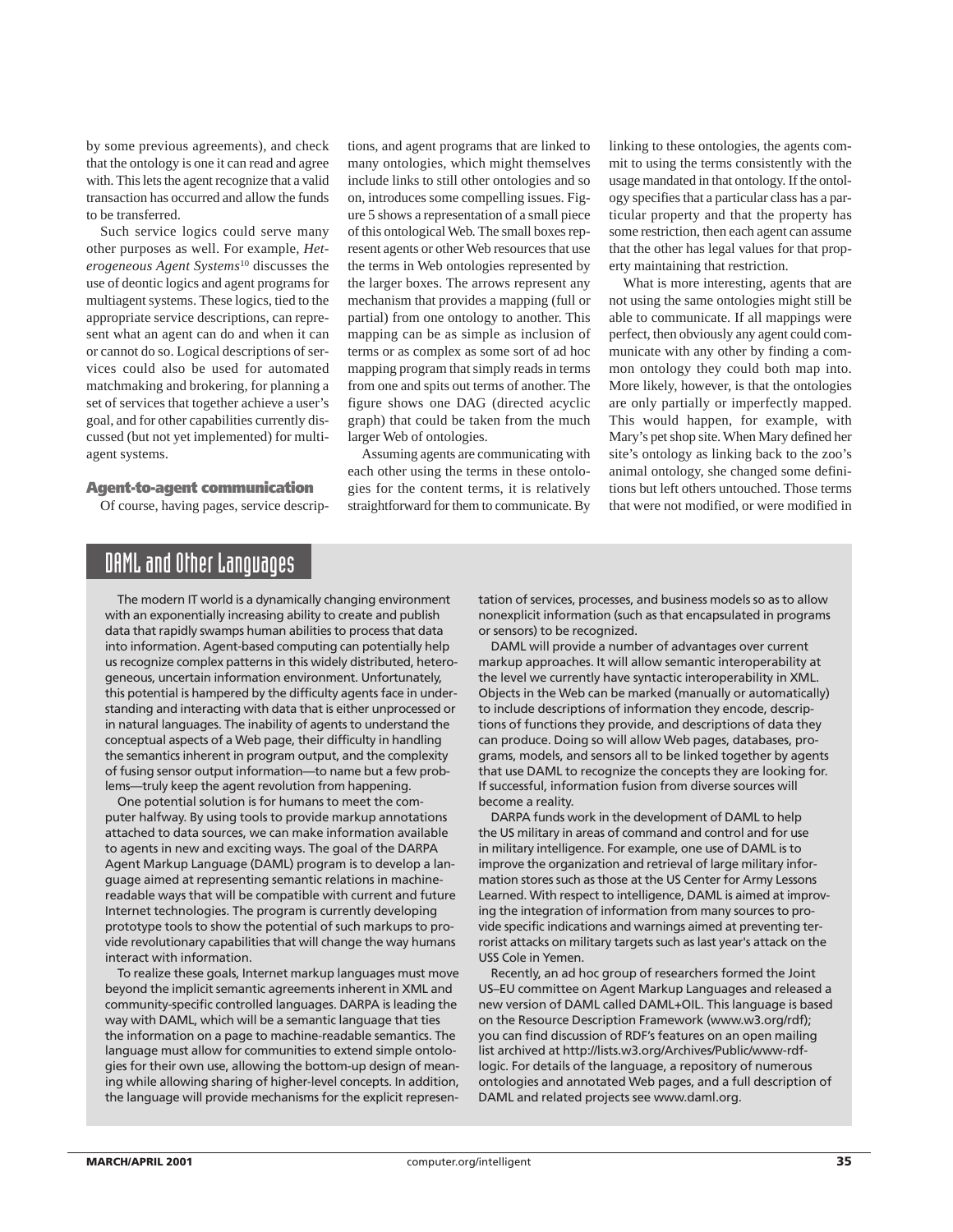by some previous agreements), and check that the ontology is one it can read and agree with. This lets the agent recognize that a valid transaction has occurred and allow the funds to be transferred.

Such service logics could serve many other purposes as well. For example, *Heterogeneous Agent Systems*[10] discusses the use of deontic logics and agent programs for multiagent systems. These logics, tied to the appropriate service descriptions, can represent what an agent can do and when it can or cannot do so. Logical descriptions of services could also be used for automated matchmaking and brokering, for planning a set of services that together achieve a user's goal, and for other capabilities currently discussed (but not yet implemented) for multiagent systems.

### Agent-to-agent communication

Of course, having pages, service descriptions, and agent programs that are linked to many ontologies, which might themselves include links to still other ontologies and so on, introduces some compelling issues. Figure 5 shows a representation of a small piece of this ontological Web. The small boxes represent agents or other Web resources that use the terms in Web ontologies represented by the larger boxes. The arrows represent any mechanism that provides a mapping (full or partial) from one ontology to another. This mapping can be as simple as inclusion of terms or as complex as some sort of ad hoc mapping program that simply reads in terms from one and spits out terms of another. The figure shows one DAG (directed acyclic graph) that could be taken from the much larger Web of ontologies.

Assuming agents are communicating with each other using the terms in these ontologies for the content terms, it is relatively straightforward for them to communicate. By linking to these ontologies, the agents commit to using the terms consistently with the usage mandated in that ontology. If the ontology specifies that a particular class has a particular property and that the property has some restriction, then each agent can assume that the other has legal values for that property maintaining that restriction.

What is more interesting, agents that are not using the same ontologies might still be able to communicate. If all mappings were perfect, then obviously any agent could communicate with any other by finding a common ontology they could both map into. More likely, however, is that the ontologies are only partially or imperfectly mapped. This would happen, for example, with Mary's pet shop site. When Mary defined her site's ontology as linking back to the zoo's animal ontology, she changed some definitions but left others untouched. Those terms that were not modified, or were modified in

## DAML and Other Languages

The modern IT world is a dynamically changing environment with an exponentially increasing ability to create and publish data that rapidly swamps human abilities to process that data into information. Agent-based computing can potentially help us recognize complex patterns in this widely distributed, heterogeneous, uncertain information environment. Unfortunately, this potential is hampered by the difficulty agents face in understanding and interacting with data that is either unprocessed or in natural languages. The inability of agents to understand the conceptual aspects of a Web page, their difficulty in handling the semantics inherent in program output, and the complexity of fusing sensor output information—to name but a few problems—truly keep the agent revolution from happening.

One potential solution is for humans to meet the computer halfway. By using tools to provide markup annotations attached to data sources, we can make information available to agents in new and exciting ways. The goal of the DARPA Agent Markup Language (DAML) program is to develop a language aimed at representing semantic relations in machine-readable ways that will be compatible with current and future Internet technologies. The program is currently developing prototype tools to show the potential of such markups to provide revolutionary capabilities that will change the way humans interact with information.

To realize these goals, Internet markup languages must move beyond the implicit semantic agreements inherent in XML and community-specific controlled languages. DARPA is leading the way with DAML, which will be a semantic language that ties the information on a page to machine-readable semantics. The language must allow for communities to extend simple ontologies for their own use, allowing the bottom-up design of meaning while allowing sharing of higher-level concepts. In addition, the language will provide mechanisms for the explicit representation of services, processes, and business models so as to allow nonexplicit information (such as that encapsulated in programs or sensors) to be recognized.

DAML will provide a number of advantages over current markup approaches. It will allow semantic interoperability at the level we currently have syntactic interoperability in XML. Objects in the Web can be marked (manually or automatically) to include descriptions of information they encode, descriptions of functions they provide, and descriptions of data they can produce. Doing so will allow Web pages, databases, programs, models, and sensors all to be linked together by agents that use DAML to recognize the concepts they are looking for. If successful, information fusion from diverse sources will become a reality.

DARPA funds work in the development of DAML to help the US military in areas of command and control and for use in military intelligence. For example, one use of DAML is to improve the organization and retrieval of large military information stores such as those at the US Center for Army Lessons Learned. With respect to intelligence, DAML is aimed at improving the integration of information from many sources to provide specific indications and warnings aimed at preventing terrorist attacks on military targets such as last year's attack on the USS Cole in Yemen.

Recently, an ad hoc group of researchers formed the Joint US–EU committee on Agent Markup Languages and released a new version of DAML called DAML+OIL. This language is based on the Resource Description Framework (www.w3.org/rdf); you can find discussion of RDF's features on an open mailing list archived at http://lists.w3.org/Archives/Public/www-rdf-logic. For details of the language, a repository of numerous ontologies and annotated Web pages, and a full description of DAML and related projects see www.daml.org.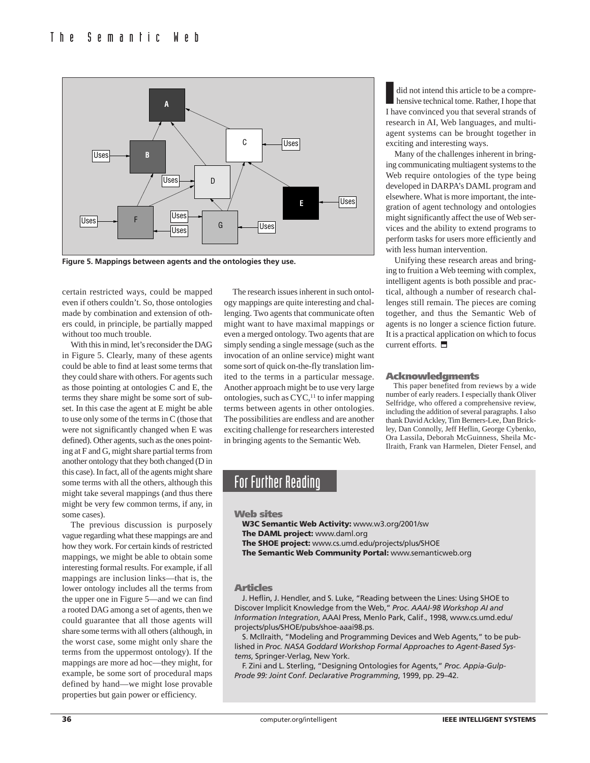A

B

C

D

E

F

G

Uses

Uses

Uses

Uses

Uses

Uses

Uses

Uses

Figure 5. Mappings between agents and the ontologies they use.

certain restricted ways, could be mapped even if others couldn't. So, those ontologies made by combination and extension of others could, in principle, be partially mapped without too much trouble.

With this in mind, let's reconsider the DAG in Figure 5. Clearly, many of these agents could be able to find at least some terms that they could share with others. For agents such as those pointing at ontologies C and E, the terms they share might be some sort of subset. In this case the agent at E might be able to use only some of the terms in C (those that were not significantly changed when E was defined). Other agents, such as the ones pointing at F and G, might share partial terms from another ontology that they both changed (D in this case). In fact, all of the agents might share some terms with all the others, although this might take several mappings (and thus there might be very few common terms, if any, in some cases).

The previous discussion is purposely vague regarding what these mappings are and how they work. For certain kinds of restricted mappings, we might be able to obtain some interesting formal results. For example, if all mappings are inclusion links—that is, the lower ontology includes all the terms from the upper one in Figure 5—and we can find a rooted DAG among a set of agents, then we could guarantee that all those agents will share some terms with all others (although, in the worst case, some might only share the terms from the uppermost ontology). If the mappings are more ad hoc—they might, for example, be some sort of procedural maps defined by hand—we might lose provable properties but gain power or efficiency.

The research issues inherent in such ontology mappings are quite interesting and challenging. Two agents that communicate often might want to have maximal mappings or even a merged ontology. Two agents that are simply sending a single message (such as the invocation of an online service) might want some sort of quick on-the-fly translation limited to the terms in a particular message. Another approach might be to use very large ontologies, such as CYC,[11] to infer mapping terms between agents in other ontologies. The possibilities are endless and are another exciting challenge for researchers interested in bringing agents to the Semantic Web.

I did not intend this article to be a comprehensive technical tome. Rather, I hope that I have convinced you that several strands of research in AI, Web languages, and multiagent systems can be brought together in exciting and interesting ways.

Many of the challenges inherent in bringing communicating multiagent systems to the Web require ontologies of the type being developed in DARPA's DAML program and elsewhere. What is more important, the integration of agent technology and ontologies might significantly affect the use of Web services and the ability to extend programs to perform tasks for users more efficiently and with less human intervention.

Unifying these research areas and bringing to fruition a Web teeming with complex, intelligent agents is both possible and practical, although a number of research challenges still remain. The pieces are coming together, and thus the Semantic Web of agents is no longer a science fiction future. It is a practical application on which to focus current efforts.

## Acknowledgments

This paper benefited from reviews by a wide number of early readers. I especially thank Oliver Selfridge, who offered a comprehensive review, including the addition of several paragraphs. I also thank David Ackley, Tim Berners-Lee, Dan Brickley, Dan Connolly, Jeff Heflin, George Cybenko, Ora Lassila, Deborah McGuinness, Sheila McIlraith, Frank van Harmelen, Dieter Fensel, and

## For Further Reading

### Web sites

**W3C Semantic Web Activity:** www.w3.org/2001/sw
**The DAML project:** www.daml.org
**The SHOE project:** www.cs.umd.edu/projects/plus/SHOE
**The Semantic Web Community Portal:** www.semanticweb.org

### Articles

J. Heflin, J. Hendler, and S. Luke, "Reading between the Lines: Using SHOE to Discover Implicit Knowledge from the Web," *Proc. AAAI-98 Workshop AI and Information Integration*, AAAI Press, Menlo Park, Calif., 1998, www.cs.umd.edu/projects/plus/SHOE/pubs/shoe-aaai98.ps.

S. McIlraith, "Modeling and Programming Devices and Web Agents," to be published in *Proc. NASA Goddard Workshop Formal Approaches to Agent-Based Systems*, Springer-Verlag, New York.

F. Zini and L. Sterling, "Designing Ontologies for Agents," *Proc. Appia-Gulp-Prode 99: Joint Conf. Declarative Programming*, 1999, pp. 29–42.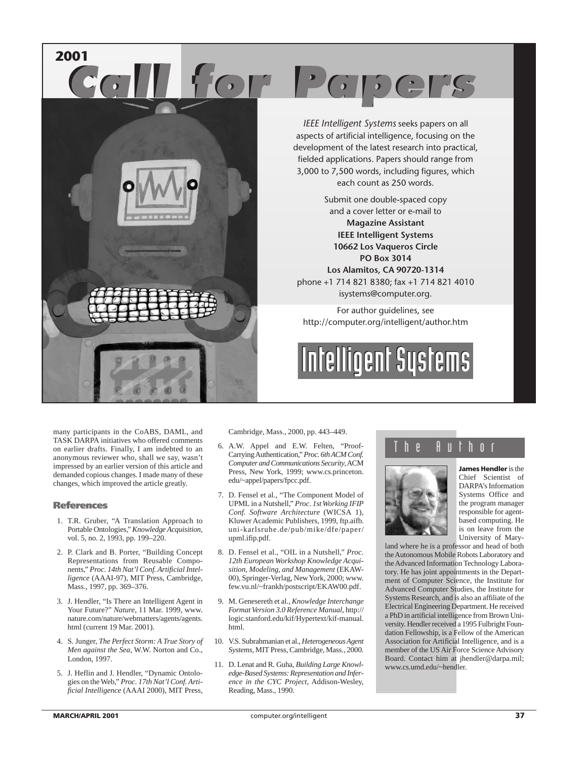## 2001 Call for Papers

*IEEE Intelligent Systems* seeks papers on all aspects of artificial intelligence, focusing on the development of the latest research into practical, fielded applications. Papers should range from 3,000 to 7,500 words, including figures, which each count as 250 words.

Submit one double-spaced copy and a cover letter or e-mail to
**Magazine Assistant**
**IEEE Intelligent Systems**
**10662 Los Vaqueros Circle**
**PO Box 3014**
**Los Alamitos, CA 90720-1314**
phone +1 714 821 8380; fax +1 714 821 4010
isystems@computer.org.

For author guidelines, see
http://computer.org/intelligent/author.htm

**Intelligent Systems**

---

many participants in the CoABS, DAML, and TASK DARPA initiatives who offered comments on earlier drafts. Finally, I am indebted to an anonymous reviewer who, shall we say, wasn't impressed by an earlier version of this article and demanded copious changes. I made many of these changes, which improved the article greatly.

### References

1. T.R. Gruber, "A Translation Approach to Portable Ontologies," *Knowledge Acquisition*, vol. 5, no. 2, 1993, pp. 199–220.
2. P. Clark and B. Porter, "Building Concept Representations from Reusable Components," *Proc. 14th Nat'l Conf. Artificial Intelligence* (AAAI-97), MIT Press, Cambridge, Mass., 1997, pp. 369–376.
3. J. Hendler, "Is There an Intelligent Agent in Your Future?" *Nature*, 11 Mar. 1999, www.nature.com/nature/webmatters/agents/agents.html (current 19 Mar. 2001).
4. S. Junger, *The Perfect Storm: A True Story of Men against the Sea*, W.W. Norton and Co., London, 1997.
5. J. Heflin and J. Hendler, "Dynamic Ontologies on the Web," *Proc. 17th Nat'l Conf. Artificial Intelligence* (AAAI 2000), MIT Press, Cambridge, Mass., 2000, pp. 443–449.
6. A.W. Appel and E.W. Felten, "Proof-Carrying Authentication," *Proc. 6th ACM Conf. Computer and Communications Security*, ACM Press, New York, 1999; www.cs.princeton.edu/~appel/papers/fpcc.pdf.
7. D. Fensel et al., "The Component Model of UPML in a Nutshell," *Proc. 1st Working IFIP Conf. Software Architecture* (WICSA 1), Kluwer Academic Publishers, 1999, ftp.aifb.uni-karlsruhe.de/pub/mike/dfe/paper/upml.ifip.pdf.
8. D. Fensel et al., "OIL in a Nutshell," *Proc. 12th European Workshop Knowledge Acquisition, Modeling, and Management* (EKAW-00), Springer-Verlag, New York, 2000; www.few.vu.nl/~frankh/postscript/EKAW00.pdf.
9. M. Genesereth et al., *Knowledge Interchange Format Version 3.0 Reference Manual*, http://logic.stanford.edu/kif/Hypertext/kif-manual.html.
10. V.S. Subrahmanian et al., *Heterogeneous Agent Systems*, MIT Press, Cambridge, Mass., 2000.
11. D. Lenat and R. Guha, *Building Large Knowledge-Based Systems: Representation and Inference in the CYC Project*, Addison-Wesley, Reading, Mass., 1990.

### The Author

**James Hendler** is the Chief Scientist of DARPA's Information Systems Office and the program manager responsible for agent-based computing. He is on leave from the University of Maryland where he is a professor and head of both the Autonomous Mobile Robots Laboratory and the Advanced Information Technology Laboratory. He has joint appointments in the Department of Computer Science, the Institute for Advanced Computer Studies, the Institute for Systems Research, and is also an affiliate of the Electrical Engineering Department. He received a PhD in artificial intelligence from Brown University. Hendler received a 1995 Fulbright Foundation Fellowship, is a Fellow of the American Association for Artificial Intelligence, and is a member of the US Air Force Science Advisory Board. Contact him at jhendler@darpa.mil; www.cs.umd.edu/~hendler.